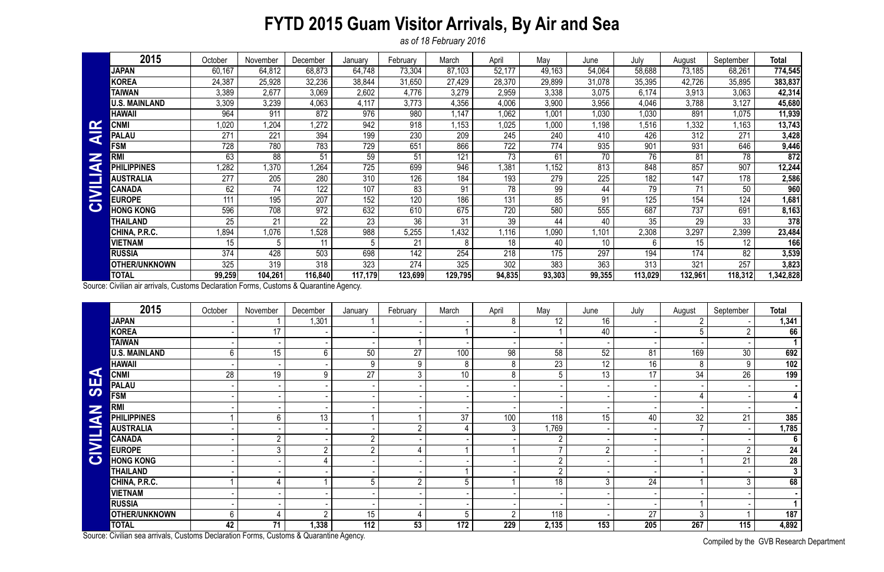# FYTD 2015 Guam Visitor Arrivals, By Air and Sea

*as of 18 February 2016*

**CIVILIAN AIR**

| 2015 | October | November | December | January | February | March | April | May | June | July | August | September | Total |
|---|---|---|---|---|---|---|---|---|---|---|---|---|---|
| JAPAN | 60,167 | 64,812 | 68,873 | 64,748 | 73,304 | 87,103 | 52,177 | 49,163 | 54,064 | 58,688 | 73,185 | 68,261 | 774,545 |
| KOREA | 24,387 | 25,928 | 32,236 | 38,844 | 31,650 | 27,429 | 28,370 | 29,899 | 31,078 | 35,395 | 42,726 | 35,895 | 383,837 |
| TAIWAN | 3,389 | 2,677 | 3,069 | 2,602 | 4,776 | 3,279 | 2,959 | 3,338 | 3,075 | 6,174 | 3,913 | 3,063 | 42,314 |
| U.S. MAINLAND | 3,309 | 3,239 | 4,063 | 4,117 | 3,773 | 4,356 | 4,006 | 3,900 | 3,956 | 4,046 | 3,788 | 3,127 | 45,680 |
| HAWAII | 964 | 911 | 872 | 976 | 980 | 1,147 | 1,062 | 1,001 | 1,030 | 1,030 | 891 | 1,075 | 11,939 |
| CNMI | 1,020 | 1,204 | 1,272 | 942 | 918 | 1,153 | 1,025 | 1,000 | 1,198 | 1,516 | 1,332 | 1,163 | 13,743 |
| PALAU | 271 | 221 | 394 | 199 | 230 | 209 | 245 | 240 | 410 | 426 | 312 | 271 | 3,428 |
| FSM | 728 | 780 | 783 | 729 | 651 | 866 | 722 | 774 | 935 | 901 | 931 | 646 | 9,446 |
| RMI | 63 | 88 | 51 | 59 | 51 | 121 | 73 | 61 | 70 | 76 | 81 | 78 | 872 |
| PHILIPPINES | 1,282 | 1,370 | 1,264 | 725 | 699 | 946 | 1,381 | 1,152 | 813 | 848 | 857 | 907 | 12,244 |
| AUSTRALIA | 277 | 205 | 280 | 310 | 126 | 184 | 193 | 279 | 225 | 182 | 147 | 178 | 2,586 |
| CANADA | 62 | 74 | 122 | 107 | 83 | 91 | 78 | 99 | 44 | 79 | 71 | 50 | 960 |
| EUROPE | 111 | 195 | 207 | 152 | 120 | 186 | 131 | 85 | 91 | 125 | 154 | 124 | 1,681 |
| HONG KONG | 596 | 708 | 972 | 632 | 610 | 675 | 720 | 580 | 555 | 687 | 737 | 691 | 8,163 |
| THAILAND | 25 | 21 | 22 | 23 | 36 | 31 | 39 | 44 | 40 | 35 | 29 | 33 | 378 |
| CHINA, P.R.C. | 1,894 | 1,076 | 1,528 | 988 | 5,255 | 1,432 | 1,116 | 1,090 | 1,101 | 2,308 | 3,297 | 2,399 | 23,484 |
| VIETNAM | 15 | 5 | 11 | 5 | 21 | 8 | 18 | 40 | 10 | 6 | 15 | 12 | 166 |
| RUSSIA | 374 | 428 | 503 | 698 | 142 | 254 | 218 | 175 | 297 | 194 | 174 | 82 | 3,539 |
| OTHER/UNKNOWN | 325 | 319 | 318 | 323 | 274 | 325 | 302 | 383 | 363 | 313 | 321 | 257 | 3,823 |
| **TOTAL** | **99,259** | **104,261** | **116,840** | **117,179** | **123,699** | **129,795** | **94,835** | **93,303** | **99,355** | **113,029** | **132,961** | **118,312** | **1,342,828** |

Source: Civilian air arrivals, Customs Declaration Forms, Customs & Quarantine Agency.

**CIVILIAN SEA**

| 2015 | October | November | December | January | February | March | April | May | June | July | August | September | Total |
|---|---|---|---|---|---|---|---|---|---|---|---|---|---|
| JAPAN | - | 1 | 1,301 | 1 | - | - | 8 | 12 | 16 | - | 2 | - | 1,341 |
| KOREA | - | 17 | - | - | - | 1 | - | 1 | 40 | - | 5 | 2 | 66 |
| TAIWAN | - | - | - | - | 1 | - | - | - | - | - | - | - | 1 |
| U.S. MAINLAND | 6 | 15 | 6 | 50 | 27 | 100 | 98 | 58 | 52 | 81 | 169 | 30 | 692 |
| HAWAII | - | - | - | 9 | 9 | 8 | 8 | 23 | 12 | 16 | 8 | 9 | 102 |
| CNMI | 28 | 19 | 9 | 27 | 3 | 10 | 8 | 5 | 13 | 17 | 34 | 26 | 199 |
| PALAU | - | - | - | - | - | - | - | - | - | - | - | - | - |
| FSM | - | - | - | - | - | - | - | - | - | - | 4 | - | 4 |
| RMI | - | - | - | - | - | - | - | - | - | - | - | - | - |
| PHILIPPINES | 1 | 6 | 13 | 1 | 1 | 37 | 100 | 118 | 15 | 40 | 32 | 21 | 385 |
| AUSTRALIA | - | - | - | - | 2 | 4 | 3 | 1,769 | - | - | 7 | - | 1,785 |
| CANADA | - | 2 | - | 2 | - | - | - | 2 | - | - | - | - | 6 |
| EUROPE | - | 3 | 2 | 2 | 4 | 1 | 1 | 7 | 2 | - | - | 2 | 24 |
| HONG KONG | - | - | 4 | - | - | - | - | 2 | - | - | 1 | 21 | 28 |
| THAILAND | - | - | - | - | - | 1 | - | 2 | - | - | - | - | 3 |
| CHINA, P.R.C. | 1 | 4 | 1 | 5 | 2 | 5 | 1 | 18 | 3 | 24 | 1 | 3 | 68 |
| VIETNAM | - | - | - | - | - | - | - | - | - | - | - | - | - |
| RUSSIA | - | - | - | - | - | - | - | - | - | - | 1 | - | 1 |
| OTHER/UNKNOWN | 6 | 4 | 2 | 15 | 4 | 5 | 2 | 118 | - | 27 | 3 | 1 | 187 |
| **TOTAL** | **42** | **71** | **1,338** | **112** | **53** | **172** | **229** | **2,135** | **153** | **205** | **267** | **115** | **4,892** |

Source: Civilian sea arrivals, Customs Declaration Forms, Customs & Quarantine Agency.

Compiled by the GVB Research Department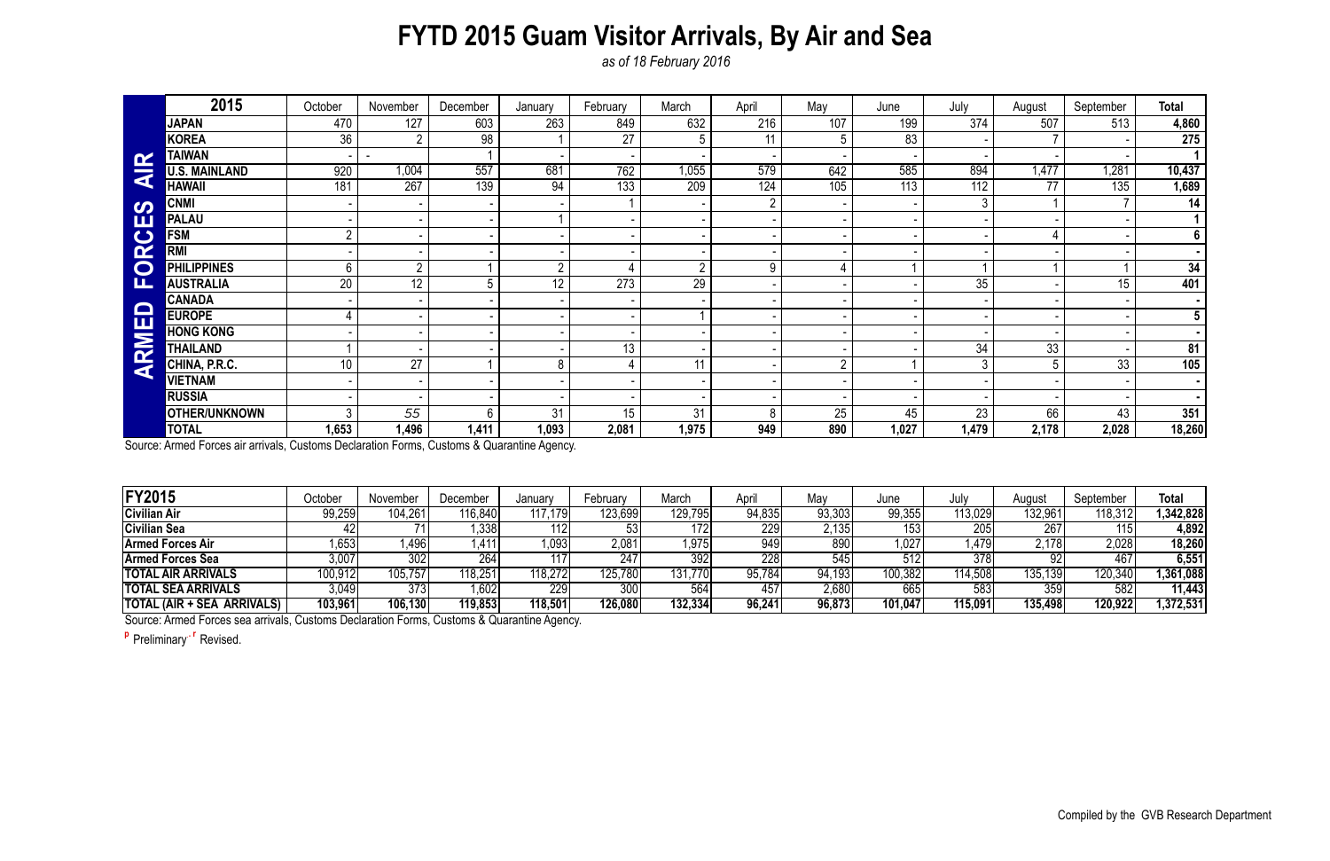# FYTD 2015 Guam Visitor Arrivals, By Air and Sea

*as of 18 February 2016*

| | 2015 | October | November | December | January | February | March | April | May | June | July | August | September | Total |
|---|---|---|---|---|---|---|---|---|---|---|---|---|---|---|
| ARMED FORCES AIR | JAPAN | 470 | 127 | 603 | 263 | 849 | 632 | 216 | 107 | 199 | 374 | 507 | 513 | 4,860 |
| | KOREA | 36 | 2 | 98 | 1 | 27 | 5 | 11 | 5 | 83 | - | 7 | - | 275 |
| | TAIWAN | - | - | 1 | - | - | - | - | - | - | - | - | - | 1 |
| | U.S. MAINLAND | 920 | 1,004 | 557 | 681 | 762 | 1,055 | 579 | 642 | 585 | 894 | 1,477 | 1,281 | 10,437 |
| | HAWAII | 181 | 267 | 139 | 94 | 133 | 209 | 124 | 105 | 113 | 112 | 77 | 135 | 1,689 |
| | CNMI | - | - | - | - | 1 | - | 2 | - | - | 3 | 1 | 7 | 14 |
| | PALAU | - | - | - | 1 | - | - | - | - | - | - | - | - | 1 |
| | FSM | 2 | - | - | - | - | - | - | - | - | - | 4 | - | 6 |
| | RMI | - | - | - | - | - | - | - | - | - | - | - | - | - |
| | PHILIPPINES | 6 | 2 | 1 | 2 | 4 | 2 | 9 | 4 | 1 | 1 | 1 | 1 | 34 |
| | AUSTRALIA | 20 | 12 | 5 | 12 | 273 | 29 | - | - | - | 35 | - | 15 | 401 |
| | CANADA | - | - | - | - | - | - | - | - | - | - | - | - | - |
| | EUROPE | 4 | - | - | - | - | 1 | - | - | - | - | - | - | 5 |
| | HONG KONG | - | - | - | - | - | - | - | - | - | - | - | - | - |
| | THAILAND | 1 | - | - | - | 13 | - | - | - | - | 34 | 33 | - | 81 |
| | CHINA, P.R.C. | 10 | 27 | 1 | 8 | 4 | 11 | - | 2 | 1 | 3 | 5 | 33 | 105 |
| | VIETNAM | - | - | - | - | - | - | - | - | - | - | - | - | - |
| | RUSSIA | - | - | - | - | - | - | - | - | - | - | - | - | - |
| | OTHER/UNKNOWN | 3 | 55 | 6 | 31 | 15 | 31 | 8 | 25 | 45 | 23 | 66 | 43 | 351 |
| | **TOTAL** | **1,653** | **1,496** | **1,411** | **1,093** | **2,081** | **1,975** | **949** | **890** | **1,027** | **1,479** | **2,178** | **2,028** | **18,260** |

Source: Armed Forces air arrivals, Customs Declaration Forms, Customs & Quarantine Agency.

| FY2015 | October | November | December | January | February | March | April | May | June | July | August | September | Total |
|---|---|---|---|---|---|---|---|---|---|---|---|---|---|
| **Civilian Air** | 99,259 | 104,261 | 116,840 | 117,179 | 123,699 | 129,795 | 94,835 | 93,303 | 99,355 | 113,029 | 132,961 | 118,312 | 1,342,828 |
| **Civilian Sea** | 42 | 71 | 1,338 | 112 | 53 | 172 | 229 | 2,135 | 153 | 205 | 267 | 115 | 4,892 |
| **Armed Forces Air** | 1,653 | 1,496 | 1,411 | 1,093 | 2,081 | 1,975 | 949 | 890 | 1,027 | 1,479 | 2,178 | 2,028 | 18,260 |
| **Armed Forces Sea** | 3,007 | 302 | 264 | 117 | 247 | 392 | 228 | 545 | 512 | 378 | 92 | 467 | 6,551 |
| **TOTAL AIR ARRIVALS** | 100,912 | 105,757 | 118,251 | 118,272 | 125,780 | 131,770 | 95,784 | 94,193 | 100,382 | 114,508 | 135,139 | 120,340 | 1,361,088 |
| **TOTAL SEA ARRIVALS** | 3,049 | 373 | 1,602 | 229 | 300 | 564 | 457 | 2,680 | 665 | 583 | 359 | 582 | 11,443 |
| **TOTAL (AIR + SEA ARRIVALS)** | **103,961** | **106,130** | **119,853** | **118,501** | **126,080** | **132,334** | **96,241** | **96,873** | **101,047** | **115,091** | **135,498** | **120,922** | **1,372,531** |

Source: Armed Forces sea arrivals, Customs Declaration Forms, Customs & Quarantine Agency.

[p] Preliminary · [r] Revised.

Compiled by the GVB Research Department